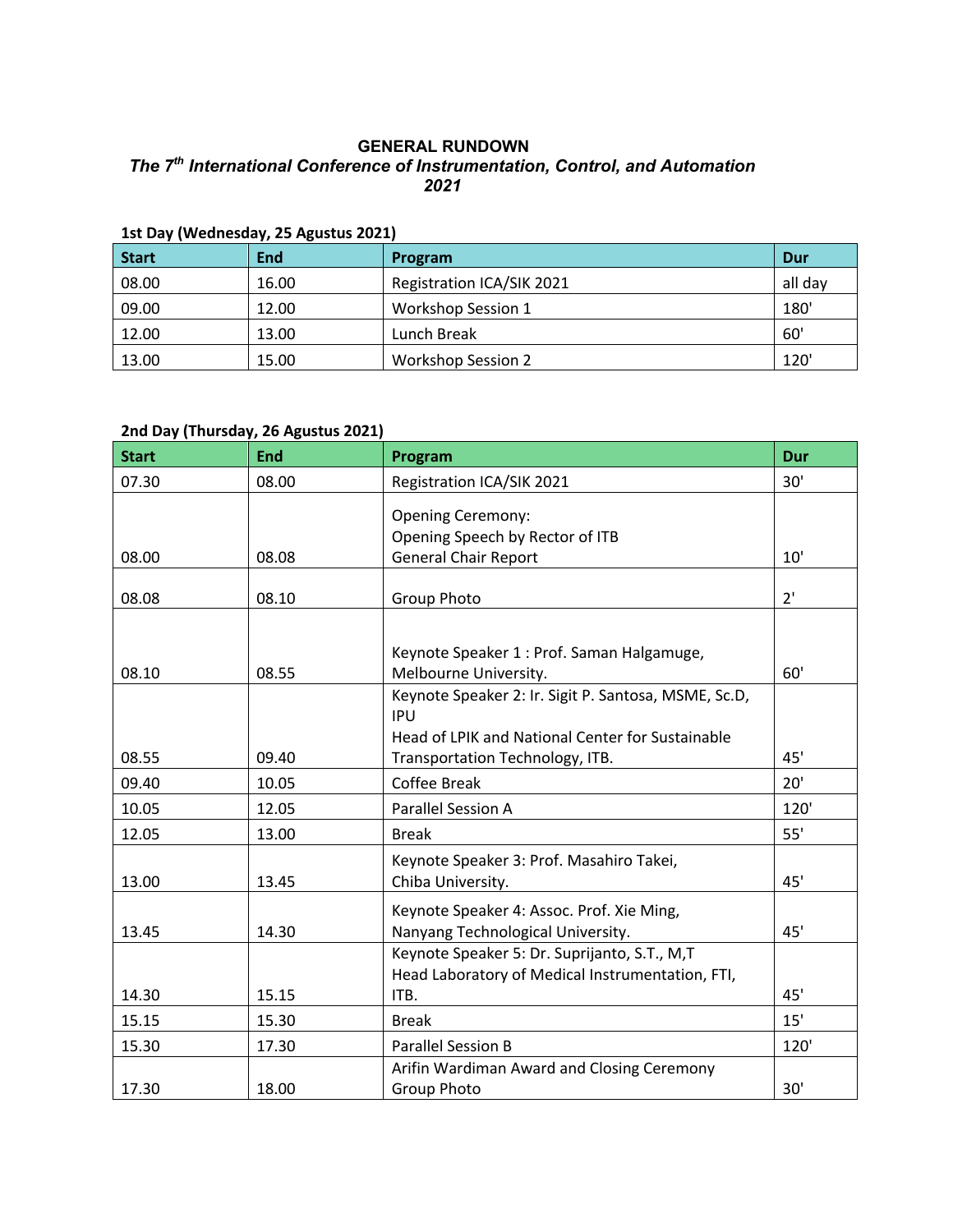# GENERAL RUNDOWN

## *The 7th International Conference of Instrumentation, Control, and Automation 2021*

**1st Day (Wednesday, 25 Agustus 2021)**

| Start | End | Program | Dur |
|---|---|---|---|
| 08.00 | 16.00 | Registration ICA/SIK 2021 | all day |
| 09.00 | 12.00 | Workshop Session 1 | 180' |
| 12.00 | 13.00 | Lunch Break | 60' |
| 13.00 | 15.00 | Workshop Session 2 | 120' |

**2nd Day (Thursday, 26 Agustus 2021)**

| Start | End | Program | Dur |
|---|---|---|---|
| 07.30 | 08.00 | Registration ICA/SIK 2021 | 30' |
| 08.00 | 08.08 | Opening Ceremony: Opening Speech by Rector of ITB General Chair Report | 10' |
| 08.08 | 08.10 | Group Photo | 2' |
| 08.10 | 08.55 | Keynote Speaker 1 : Prof. Saman Halgamuge, Melbourne University. | 60' |
| 08.55 | 09.40 | Keynote Speaker 2: Ir. Sigit P. Santosa, MSME, Sc.D, IPU Head of LPIK and National Center for Sustainable Transportation Technology, ITB. | 45' |
| 09.40 | 10.05 | Coffee Break | 20' |
| 10.05 | 12.05 | Parallel Session A | 120' |
| 12.05 | 13.00 | Break | 55' |
| 13.00 | 13.45 | Keynote Speaker 3: Prof. Masahiro Takei, Chiba University. | 45' |
| 13.45 | 14.30 | Keynote Speaker 4: Assoc. Prof. Xie Ming, Nanyang Technological University. | 45' |
| 14.30 | 15.15 | Keynote Speaker 5: Dr. Suprijanto, S.T., M,T Head Laboratory of Medical Instrumentation, FTI, ITB. | 45' |
| 15.15 | 15.30 | Break | 15' |
| 15.30 | 17.30 | Parallel Session B | 120' |
| 17.30 | 18.00 | Arifin Wardiman Award and Closing Ceremony Group Photo | 30' |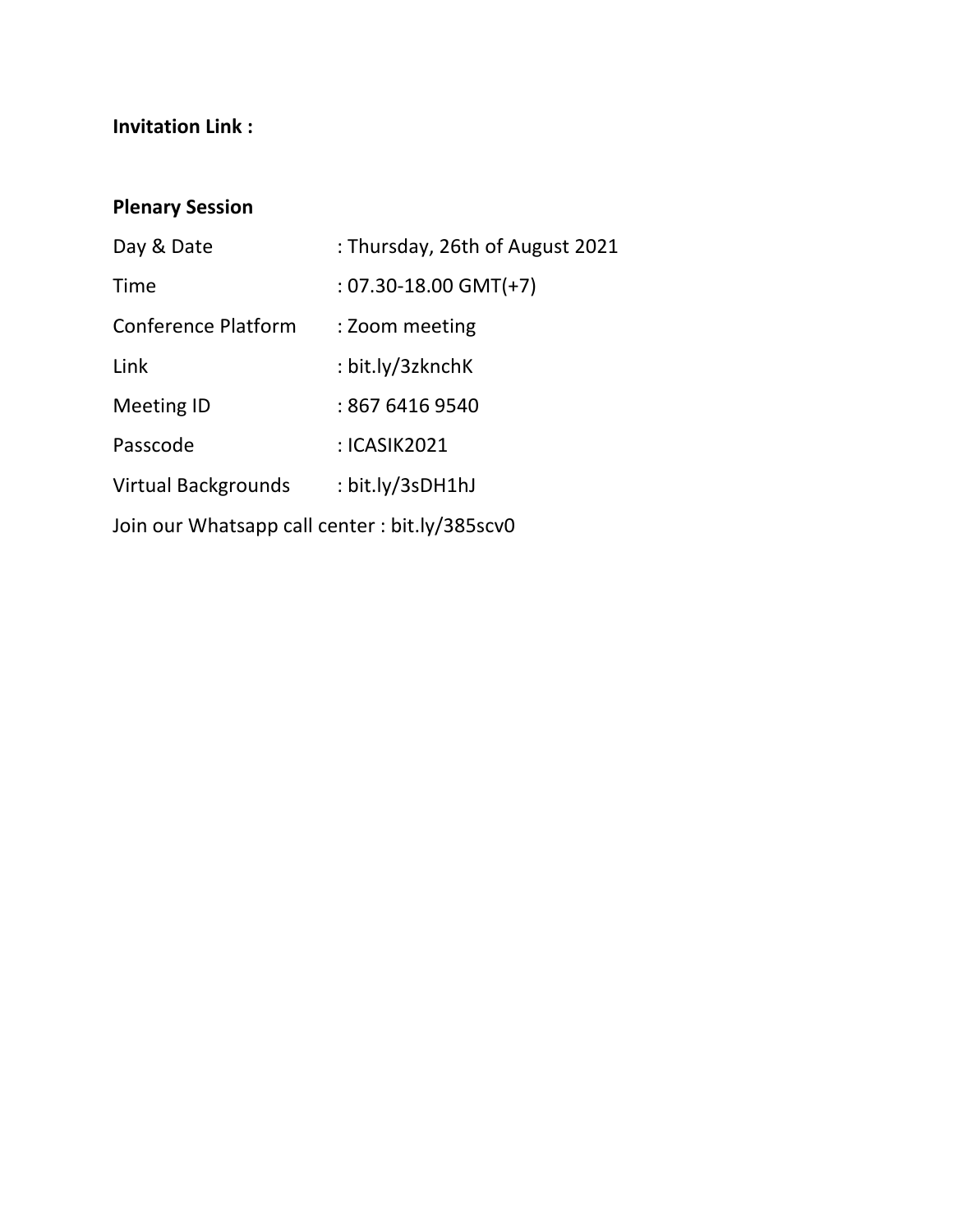**Invitation Link :**

**Plenary Session**

| | |
|---|---|
| Day & Date | : Thursday, 26th of August 2021 |
| Time | : 07.30-18.00 GMT(+7) |
| Conference Platform | : Zoom meeting |
| Link | : bit.ly/3zknchK |
| Meeting ID | : 867 6416 9540 |
| Passcode | : ICASIK2021 |
| Virtual Backgrounds | : bit.ly/3sDH1hJ |

Join our Whatsapp call center : bit.ly/385scv0